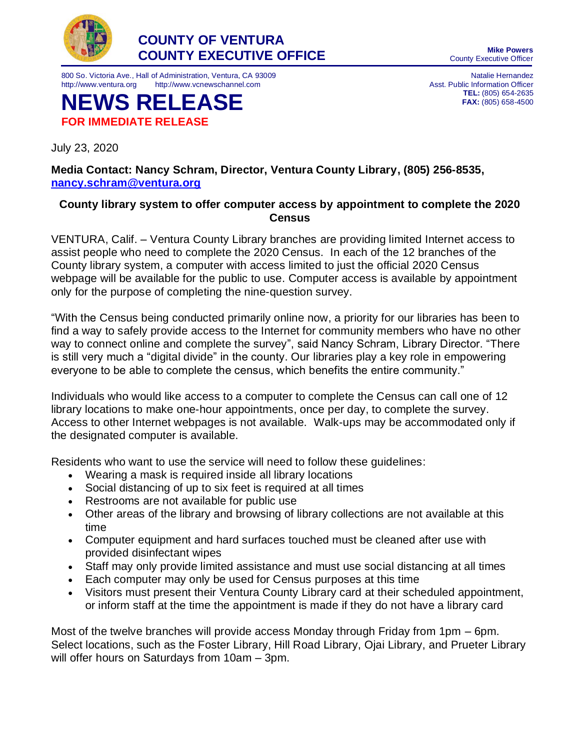**COUNTY OF VENTURA**
**COUNTY EXECUTIVE OFFICE**

**Mike Powers**
County Executive Officer

800 So. Victoria Ave., Hall of Administration, Ventura, CA 93009
http://www.ventura.org http://www.vcnewschannel.com

Natalie Hernandez
Asst. Public Information Officer
**TEL:** (805) 654-2635
**FAX:** (805) 658-4500

# NEWS RELEASE

**FOR IMMEDIATE RELEASE**

July 23, 2020

**Media Contact: Nancy Schram, Director, Ventura County Library, (805) 256-8535, [nancy.schram@ventura.org](mailto:nancy.schram@ventura.org)**

## County library system to offer computer access by appointment to complete the 2020 Census

VENTURA, Calif. – Ventura County Library branches are providing limited Internet access to assist people who need to complete the 2020 Census. In each of the 12 branches of the County library system, a computer with access limited to just the official 2020 Census webpage will be available for the public to use. Computer access is available by appointment only for the purpose of completing the nine-question survey.

"With the Census being conducted primarily online now, a priority for our libraries has been to find a way to safely provide access to the Internet for community members who have no other way to connect online and complete the survey", said Nancy Schram, Library Director. "There is still very much a "digital divide" in the county. Our libraries play a key role in empowering everyone to be able to complete the census, which benefits the entire community."

Individuals who would like access to a computer to complete the Census can call one of 12 library locations to make one-hour appointments, once per day, to complete the survey. Access to other Internet webpages is not available. Walk-ups may be accommodated only if the designated computer is available.

Residents who want to use the service will need to follow these guidelines:

- Wearing a mask is required inside all library locations
- Social distancing of up to six feet is required at all times
- Restrooms are not available for public use
- Other areas of the library and browsing of library collections are not available at this time
- Computer equipment and hard surfaces touched must be cleaned after use with provided disinfectant wipes
- Staff may only provide limited assistance and must use social distancing at all times
- Each computer may only be used for Census purposes at this time
- Visitors must present their Ventura County Library card at their scheduled appointment, or inform staff at the time the appointment is made if they do not have a library card

Most of the twelve branches will provide access Monday through Friday from 1pm – 6pm. Select locations, such as the Foster Library, Hill Road Library, Ojai Library, and Prueter Library will offer hours on Saturdays from 10am – 3pm.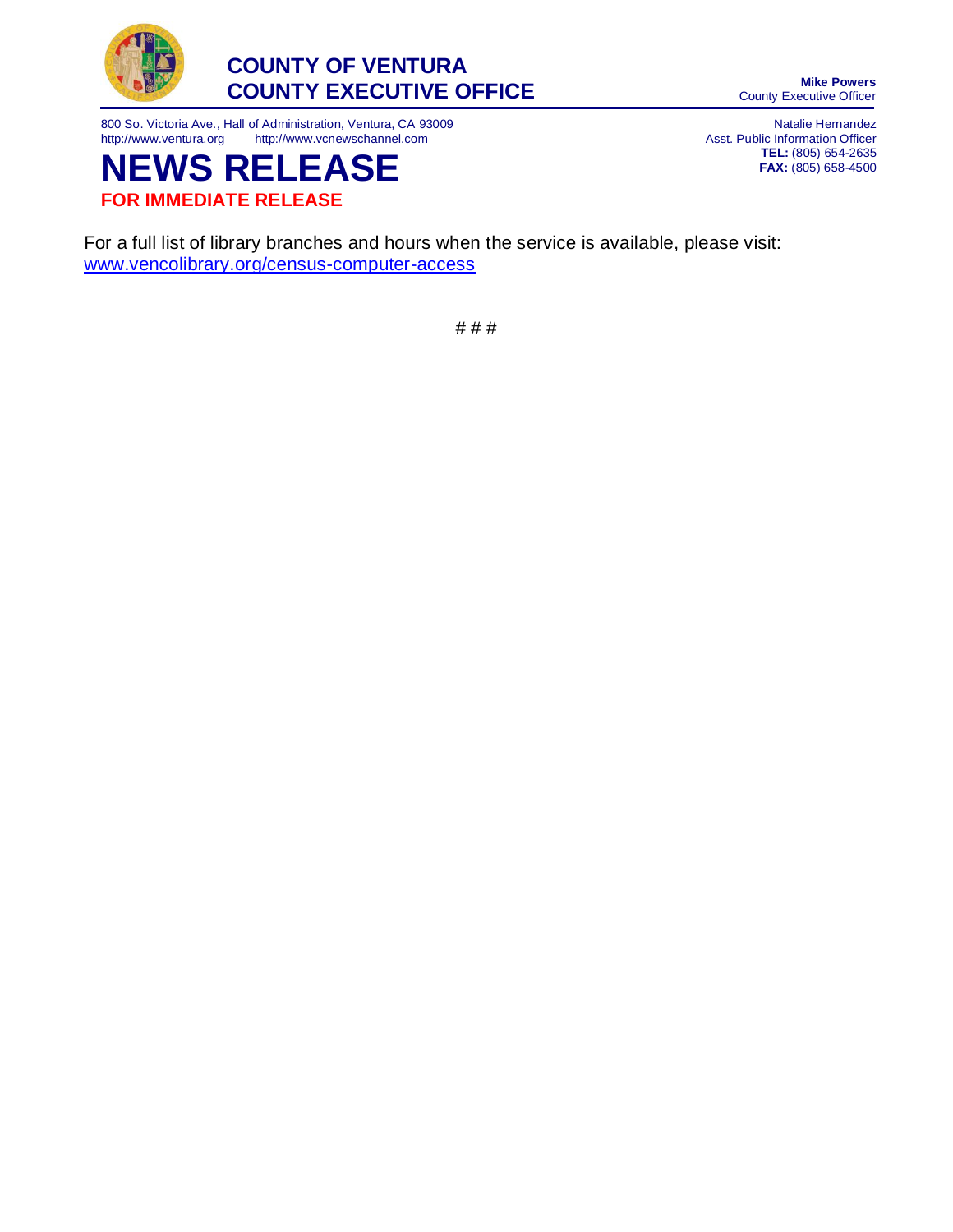**COUNTY OF VENTURA**
**COUNTY EXECUTIVE OFFICE**

**Mike Powers**
County Executive Officer

800 So. Victoria Ave., Hall of Administration, Ventura, CA 93009
http://www.ventura.org http://www.vcnewschannel.com

Natalie Hernandez
Asst. Public Information Officer
**TEL:** (805) 654-2635
**FAX:** (805) 658-4500

# NEWS RELEASE

**FOR IMMEDIATE RELEASE**

For a full list of library branches and hours when the service is available, please visit: [www.vencolibrary.org/census-computer-access](http://www.vencolibrary.org/census-computer-access)

# # #